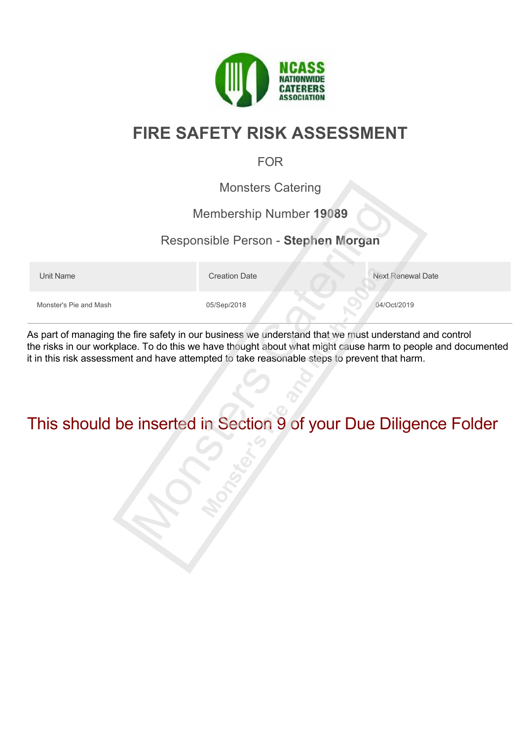NCASS NATIONWIDE CATERERS ASSOCIATION

# FIRE SAFETY RISK ASSESSMENT

FOR

Monsters Catering

Membership Number **19089**

Responsible Person - **Stephen Morgan**

| Unit Name | Creation Date | Next Renewal Date |
|---|---|---|
| Monster's Pie and Mash | 05/Sep/2018 | 04/Oct/2019 |

As part of managing the fire safety in our business we understand that we must understand and control the risks in our workplace. To do this we have thought about what might cause harm to people and documented it in this risk assessment and have attempted to take reasonable steps to prevent that harm.

This should be inserted in Section 9 of your Due Diligence Folder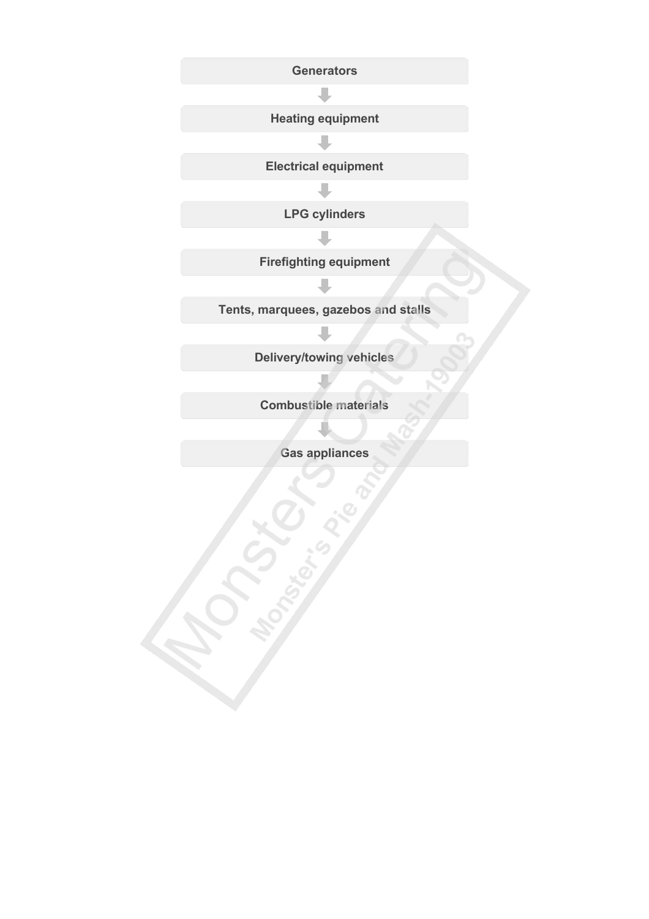Generators

↓

Heating equipment

↓

Electrical equipment

↓

LPG cylinders

↓

Firefighting equipment

↓

Tents, marquees, gazebos and stalls

↓

Delivery/towing vehicles

↓

Combustible materials

↓

Gas appliances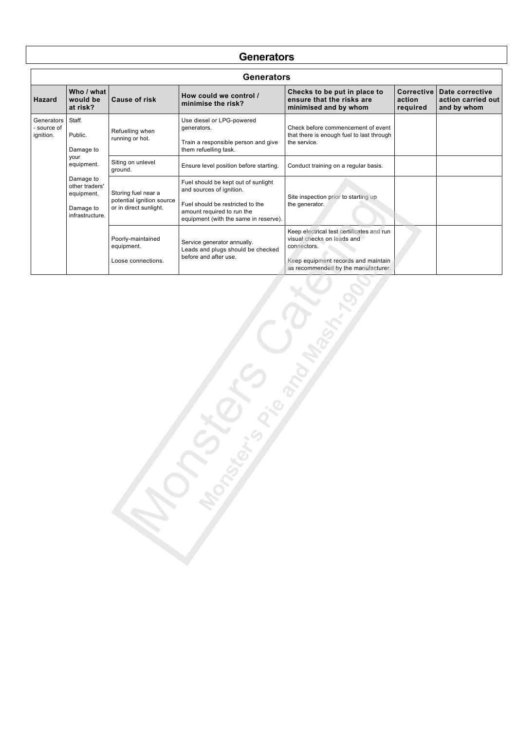# Generators

| Generators | | | | | | |
|---|---|---|---|---|---|---|
| **Hazard** | **Who / what would be at risk?** | **Cause of risk** | **How could we control / minimise the risk?** | **Checks to be put in place to ensure that the risks are minimised and by whom** | **Corrective action required** | **Date corrective action carried out and by whom** |
| Generators - source of ignition. | Staff.<br><br>Public.<br><br>Damage to your equipment.<br><br>Damage to other traders' equipment.<br><br>Damage to infrastructure. | Refuelling when running or hot. | Use diesel or LPG-powered generators.<br><br>Train a responsible person and give them refuelling task. | Check before commencement of event that there is enough fuel to last through the service. | | |
| | | Siting on unlevel ground. | Ensure level position before starting. | Conduct training on a regular basis. | | |
| | | Storing fuel near a potential ignition source or in direct sunlight. | Fuel should be kept out of sunlight and sources of ignition.<br><br>Fuel should be restricted to the amount required to run the equipment (with the same in reserve). | Site inspection prior to starting up the generator. | | |
| | | Poorly-maintained equipment.<br><br>Loose connections. | Service generator annually.<br>Leads and plugs should be checked before and after use. | Keep electrical test certificates and run visual checks on leads and connectors.<br><br>Keep equipment records and maintain as recommended by the manufacturer. | | |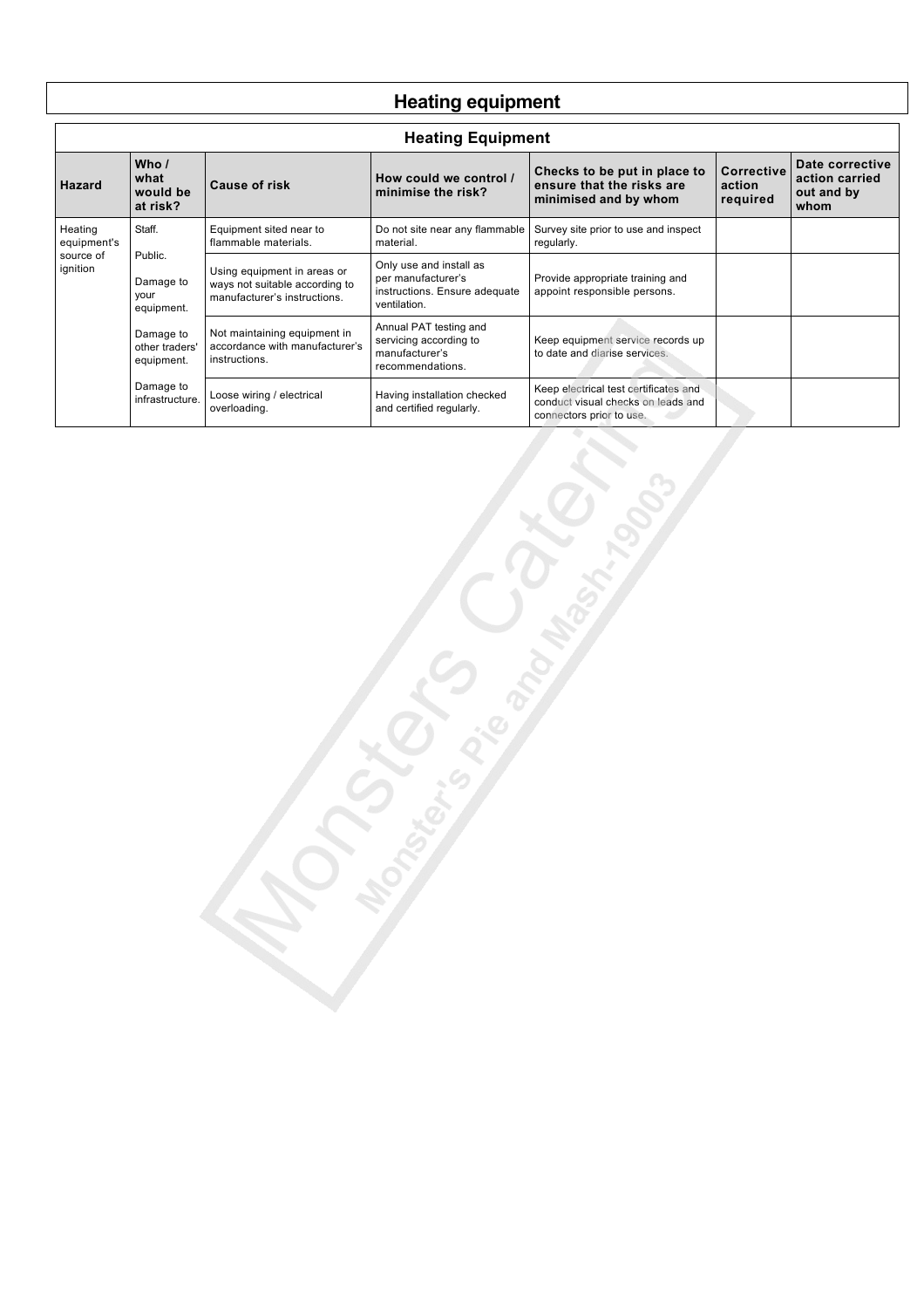# Heating equipment

| Heating Equipment | | | | | | |
|---|---|---|---|---|---|---|
| **Hazard** | **Who / what would be at risk?** | **Cause of risk** | **How could we control / minimise the risk?** | **Checks to be put in place to ensure that the risks are minimised and by whom** | **Corrective action required** | **Date corrective action carried out and by whom** |
| Heating equipment's source of ignition | Staff.<br><br>Public.<br><br>Damage to your equipment.<br><br>Damage to other traders' equipment.<br><br>Damage to infrastructure. | Equipment sited near to flammable materials. | Do not site near any flammable material. | Survey site prior to use and inspect regularly. | | |
| | | Using equipment in areas or ways not suitable according to manufacturer's instructions. | Only use and install as per manufacturer's instructions. Ensure adequate ventilation. | Provide appropriate training and appoint responsible persons. | | |
| | | Not maintaining equipment in accordance with manufacturer's instructions. | Annual PAT testing and servicing according to manufacturer's recommendations. | Keep equipment service records up to date and diarise services. | | |
| | | Loose wiring / electrical overloading. | Having installation checked and certified regularly. | Keep electrical test certificates and conduct visual checks on leads and connectors prior to use. | | |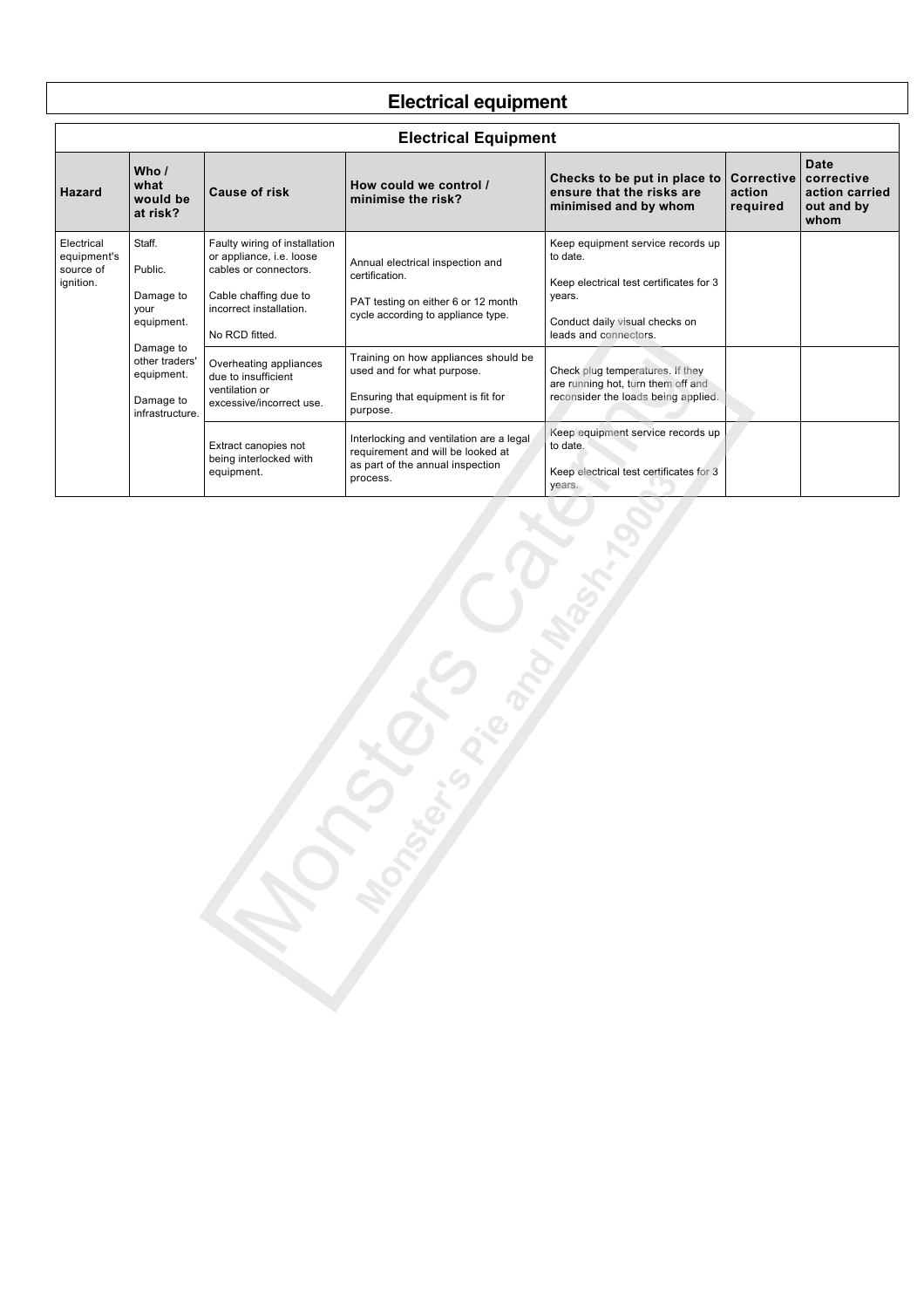# Electrical equipment

| Electrical Equipment | | | | | | |
|---|---|---|---|---|---|---|
| **Hazard** | **Who / what would be at risk?** | **Cause of risk** | **How could we control / minimise the risk?** | **Checks to be put in place to ensure that the risks are minimised and by whom** | **Corrective action required** | **Date corrective action carried out and by whom** |
| Electrical equipment's source of ignition. | Staff.<br><br>Public.<br><br>Damage to your equipment.<br><br>Damage to other traders' equipment.<br><br>Damage to infrastructure. | Faulty wiring of installation or appliance, i.e. loose cables or connectors.<br><br>Cable chaffing due to incorrect installation.<br><br>No RCD fitted. | Annual electrical inspection and certification.<br><br>PAT testing on either 6 or 12 month cycle according to appliance type. | Keep equipment service records up to date.<br><br>Keep electrical test certificates for 3 years.<br><br>Conduct daily visual checks on leads and connectors. | | |
| | | Overheating appliances due to insufficient ventilation or excessive/incorrect use. | Training on how appliances should be used and for what purpose.<br><br>Ensuring that equipment is fit for purpose. | Check plug temperatures. If they are running hot, turn them off and reconsider the loads being applied. | | |
| | | Extract canopies not being interlocked with equipment. | Interlocking and ventilation are a legal requirement and will be looked at as part of the annual inspection process. | Keep equipment service records up to date.<br><br>Keep electrical test certificates for 3 years. | | |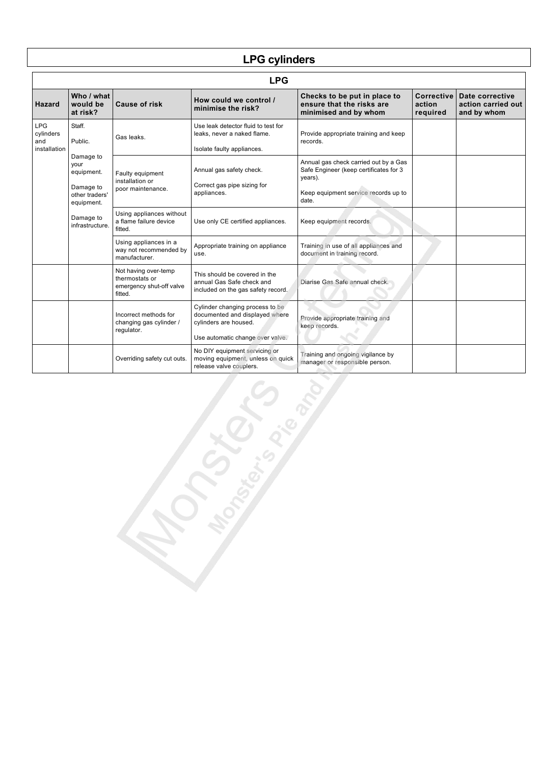# LPG cylinders

## LPG

| Hazard | Who / what would be at risk? | Cause of risk | How could we control / minimise the risk? | Checks to be put in place to ensure that the risks are minimised and by whom | Corrective action required | Date corrective action carried out and by whom |
|---|---|---|---|---|---|---|
| LPG cylinders and installation | Staff.<br><br>Public.<br><br>Damage to your equipment.<br><br>Damage to other traders' equipment.<br><br>Damage to infrastructure. | Gas leaks. | Use leak detector fluid to test for leaks, never a naked flame.<br><br>Isolate faulty appliances. | Provide appropriate training and keep records. | | |
| | | Faulty equipment installation or poor maintenance. | Annual gas safety check.<br><br>Correct gas pipe sizing for appliances. | Annual gas check carried out by a Gas Safe Engineer (keep certificates for 3 years).<br><br>Keep equipment service records up to date. | | |
| | | Using appliances without a flame failure device fitted. | Use only CE certified appliances. | Keep equipment records. | | |
| | | Using appliances in a way not recommended by manufacturer. | Appropriate training on appliance use. | Training in use of all appliances and document in training record. | | |
| | | Not having over-temp thermostats or emergency shut-off valve fitted. | This should be covered in the annual Gas Safe check and included on the gas safety record. | Diarise Gas Safe annual check. | | |
| | | Incorrect methods for changing gas cylinder / regulator. | Cylinder changing process to be documented and displayed where cylinders are housed.<br><br>Use automatic change over valve. | Provide appropriate training and keep records. | | |
| | | Overriding safety cut outs. | No DIY equipment servicing or moving equipment, unless on quick release valve couplers. | Training and ongoing vigilance by manager or responsible person. | | |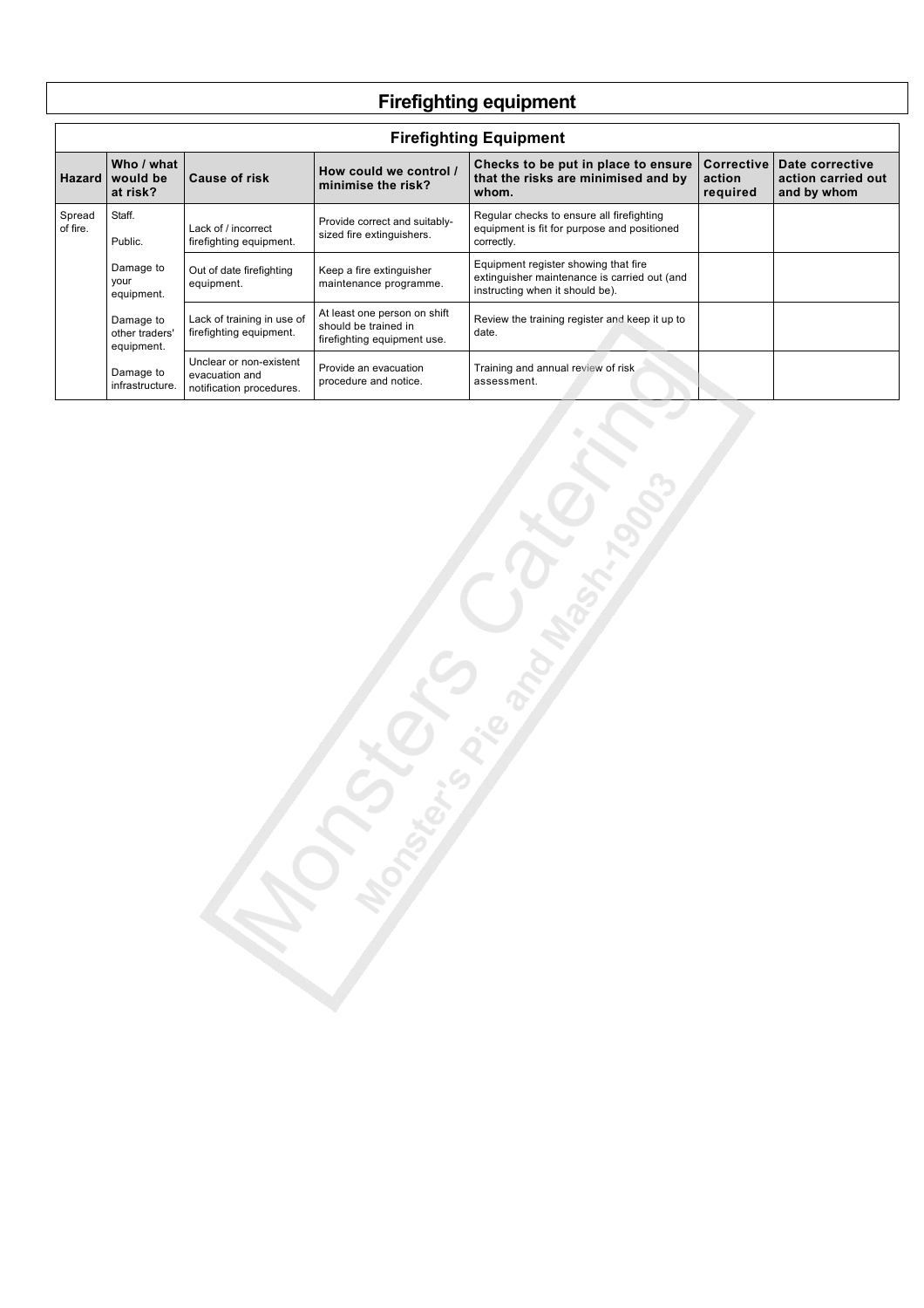# Firefighting equipment

| Firefighting Equipment | | | | | | |
|---|---|---|---|---|---|---|
| **Hazard** | **Who / what would be at risk?** | **Cause of risk** | **How could we control / minimise the risk?** | **Checks to be put in place to ensure that the risks are minimised and by whom.** | **Corrective action required** | **Date corrective action carried out and by whom** |
| Spread of fire. | Staff.<br><br>Public. | Lack of / incorrect firefighting equipment. | Provide correct and suitably-sized fire extinguishers. | Regular checks to ensure all firefighting equipment is fit for purpose and positioned correctly. | | |
| | Damage to your equipment. | Out of date firefighting equipment. | Keep a fire extinguisher maintenance programme. | Equipment register showing that fire extinguisher maintenance is carried out (and instructing when it should be). | | |
| | Damage to other traders' equipment. | Lack of training in use of firefighting equipment. | At least one person on shift should be trained in firefighting equipment use. | Review the training register and keep it up to date. | | |
| | Damage to infrastructure. | Unclear or non-existent evacuation and notification procedures. | Provide an evacuation procedure and notice. | Training and annual review of risk assessment. | | |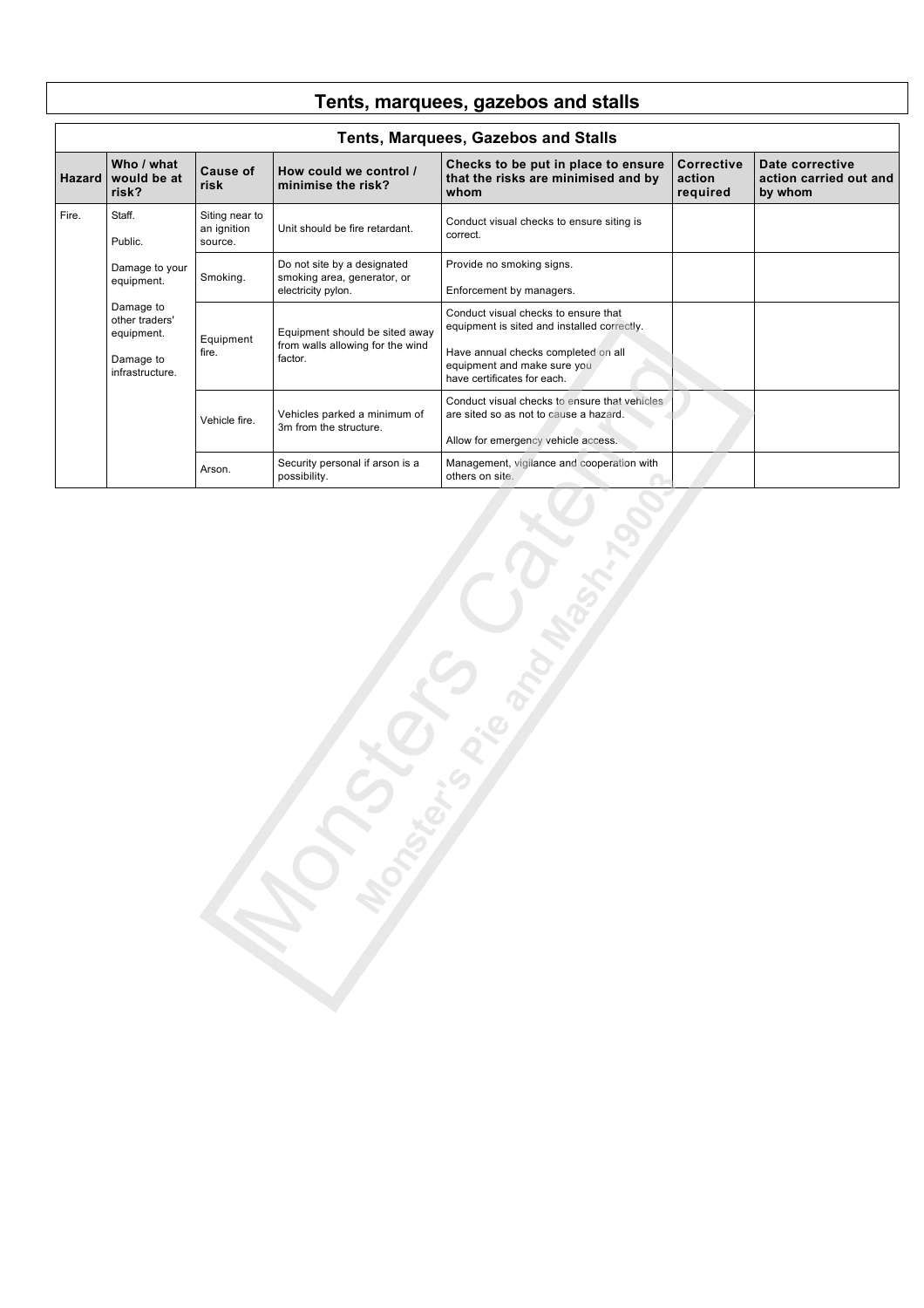# Tents, marquees, gazebos and stalls

| Tents, Marquees, Gazebos and Stalls | | | | | | |
|---|---|---|---|---|---|---|
| **Hazard** | **Who / what would be at risk?** | **Cause of risk** | **How could we control / minimise the risk?** | **Checks to be put in place to ensure that the risks are minimised and by whom** | **Corrective action required** | **Date corrective action carried out and by whom** |
| Fire. | Staff.<br><br>Public.<br><br>Damage to your equipment.<br><br>Damage to other traders' equipment.<br><br>Damage to infrastructure. | Siting near to an ignition source. | Unit should be fire retardant. | Conduct visual checks to ensure siting is correct. | | |
| | | Smoking. | Do not site by a designated smoking area, generator, or electricity pylon. | Provide no smoking signs.<br><br>Enforcement by managers. | | |
| | | Equipment fire. | Equipment should be sited away from walls allowing for the wind factor. | Conduct visual checks to ensure that equipment is sited and installed correctly.<br><br>Have annual checks completed on all equipment and make sure you have certificates for each. | | |
| | | Vehicle fire. | Vehicles parked a minimum of 3m from the structure. | Conduct visual checks to ensure that vehicles are sited so as not to cause a hazard.<br><br>Allow for emergency vehicle access. | | |
| | | Arson. | Security personal if arson is a possibility. | Management, vigilance and cooperation with others on site. | | |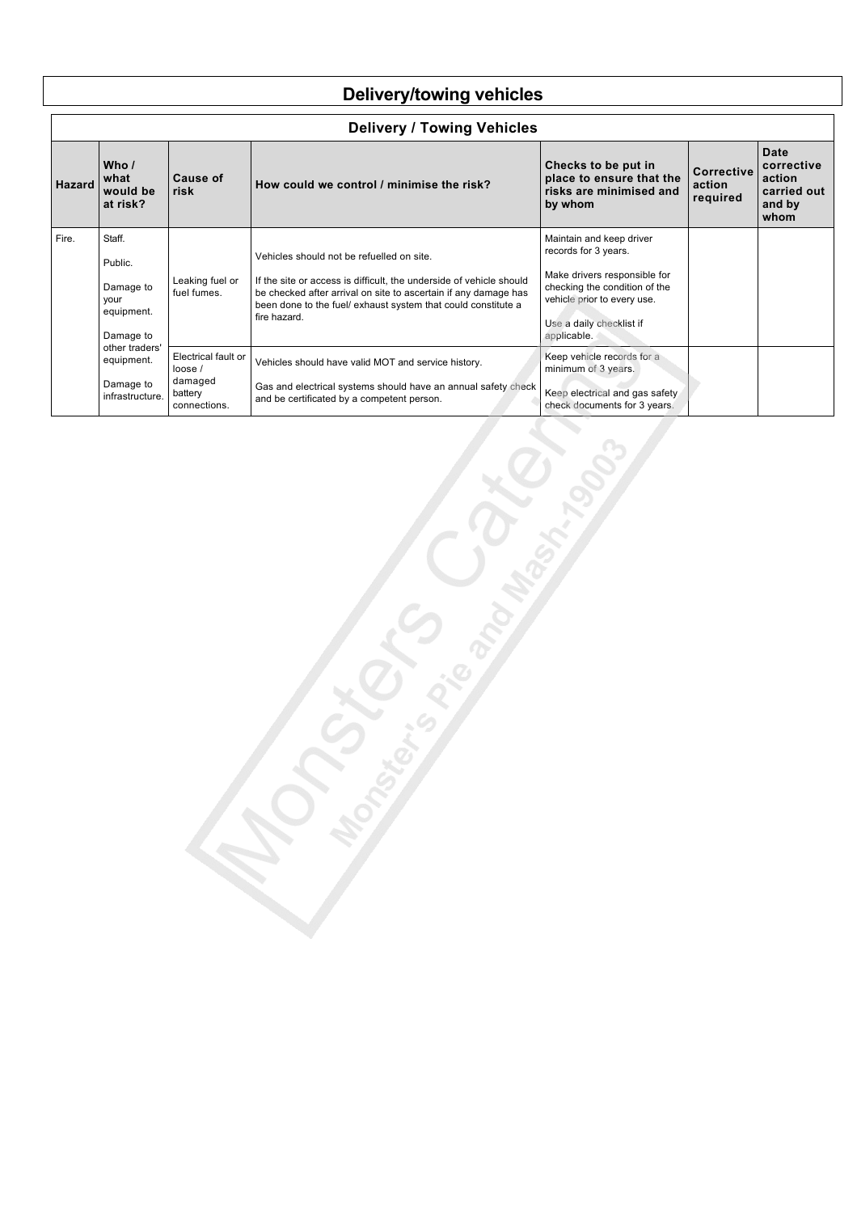# Delivery/towing vehicles

| Delivery / Towing Vehicles | | | | | | |
|---|---|---|---|---|---|---|
| **Hazard** | **Who / what would be at risk?** | **Cause of risk** | **How could we control / minimise the risk?** | **Checks to be put in place to ensure that the risks are minimised and by whom** | **Corrective action required** | **Date corrective action carried out and by whom** |
| Fire. | Staff.<br><br>Public.<br><br>Damage to your equipment.<br><br>Damage to other traders' equipment.<br><br>Damage to infrastructure. | Leaking fuel or fuel fumes. | Vehicles should not be refuelled on site.<br><br>If the site or access is difficult, the underside of vehicle should be checked after arrival on site to ascertain if any damage has been done to the fuel/ exhaust system that could constitute a fire hazard. | Maintain and keep driver records for 3 years.<br><br>Make drivers responsible for checking the condition of the vehicle prior to every use.<br><br>Use a daily checklist if applicable. | | |
| | | Electrical fault or loose / damaged battery connections. | Vehicles should have valid MOT and service history.<br><br>Gas and electrical systems should have an annual safety check and be certificated by a competent person. | Keep vehicle records for a minimum of 3 years.<br><br>Keep electrical and gas safety check documents for 3 years. | | |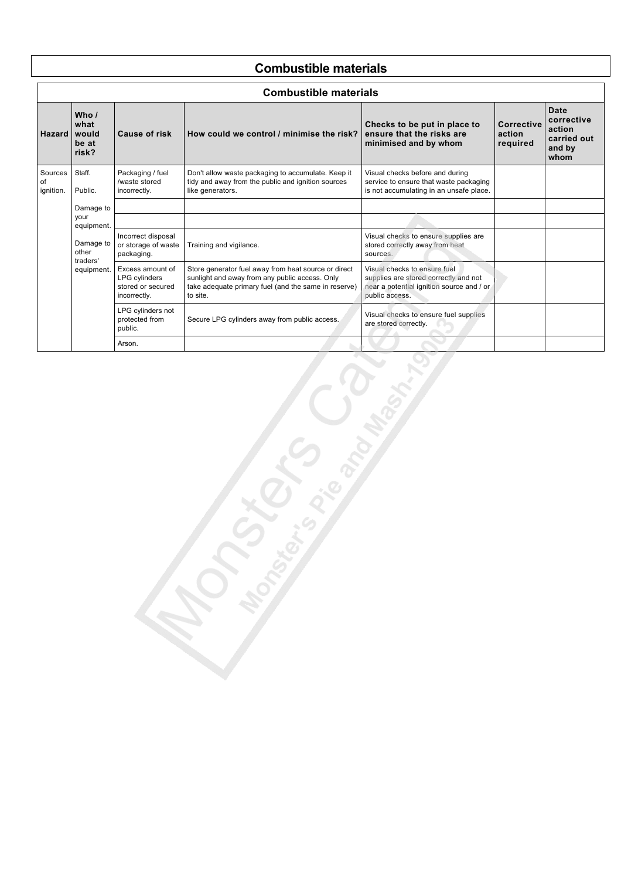# Combustible materials

| Combustible materials | | | | | | |
|---|---|---|---|---|---|---|
| **Hazard** | **Who / what would be at risk?** | **Cause of risk** | **How could we control / minimise the risk?** | **Checks to be put in place to ensure that the risks are minimised and by whom** | **Corrective action required** | **Date corrective action carried out and by whom** |
| Sources of ignition. | Staff.<br><br>Public.<br><br>Damage to your equipment.<br><br>Damage to other traders' equipment. | Packaging / fuel /waste stored incorrectly. | Don't allow waste packaging to accumulate. Keep it tidy and away from the public and ignition sources like generators. | Visual checks before and during service to ensure that waste packaging is not accumulating in an unsafe place. | | |
| | | | | | | |
| | | | | | | |
| | | Incorrect disposal or storage of waste packaging. | Training and vigilance. | Visual checks to ensure supplies are stored correctly away from heat sources. | | |
| | | Excess amount of LPG cylinders stored or secured incorrectly. | Store generator fuel away from heat source or direct sunlight and away from any public access. Only take adequate primary fuel (and the same in reserve) to site. | Visual checks to ensure fuel supplies are stored correctly and not near a potential ignition source and / or public access. | | |
| | | LPG cylinders not protected from public. | Secure LPG cylinders away from public access. | Visual checks to ensure fuel supplies are stored correctly. | | |
| | | Arson. | | | | |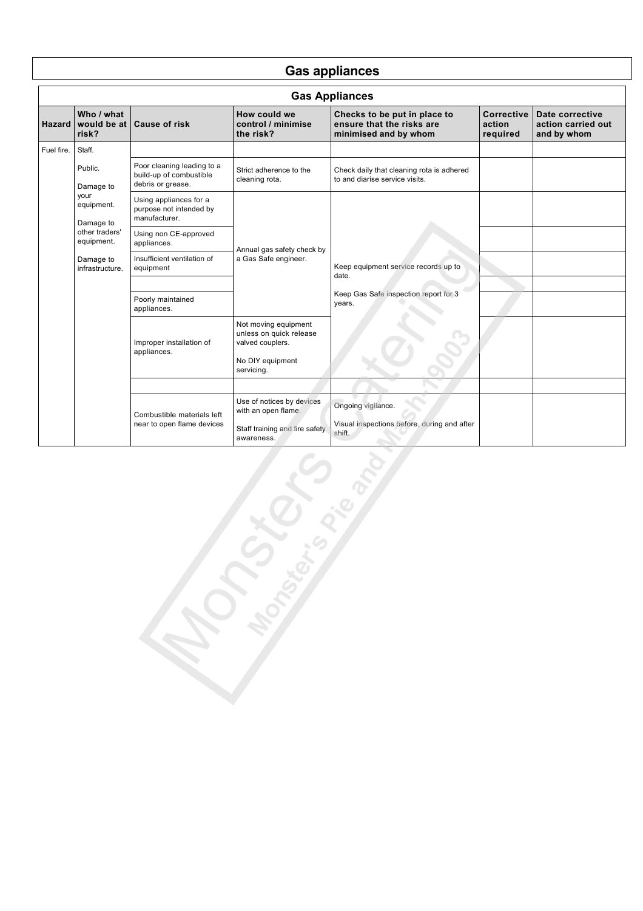# Gas appliances

## Gas Appliances

| Hazard | Who / what would be at risk? | Cause of risk | How could we control / minimise the risk? | Checks to be put in place to ensure that the risks are minimised and by whom | Corrective action required | Date corrective action carried out and by whom |
|---|---|---|---|---|---|---|
| Fuel fire. | Staff.<br><br>Public.<br><br>Damage to your equipment.<br><br>Damage to other traders' equipment.<br><br>Damage to infrastructure. | | | | | |
| | | Poor cleaning leading to a build-up of combustible debris or grease. | Strict adherence to the cleaning rota. | Check daily that cleaning rota is adhered to and diarise service visits. | | |
| | | Using appliances for a purpose not intended by manufacturer. | Annual gas safety check by a Gas Safe engineer. | Keep equipment service records up to date.<br><br>Keep Gas Safe inspection report for 3 years. | | |
| | | Using non CE-approved appliances. | | | | |
| | | Insufficient ventilation of equipment | | | | |
| | | | | | | |
| | | Poorly maintained appliances. | | | | |
| | | Improper installation of appliances. | Not moving equipment unless on quick release valved couplers.<br><br>No DIY equipment servicing. | | | |
| | | | | | | |
| | | Combustible materials left near to open flame devices | Use of notices by devices with an open flame.<br><br>Staff training and fire safety awareness. | Ongoing vigilance.<br><br>Visual inspections before, during and after shift. | | |